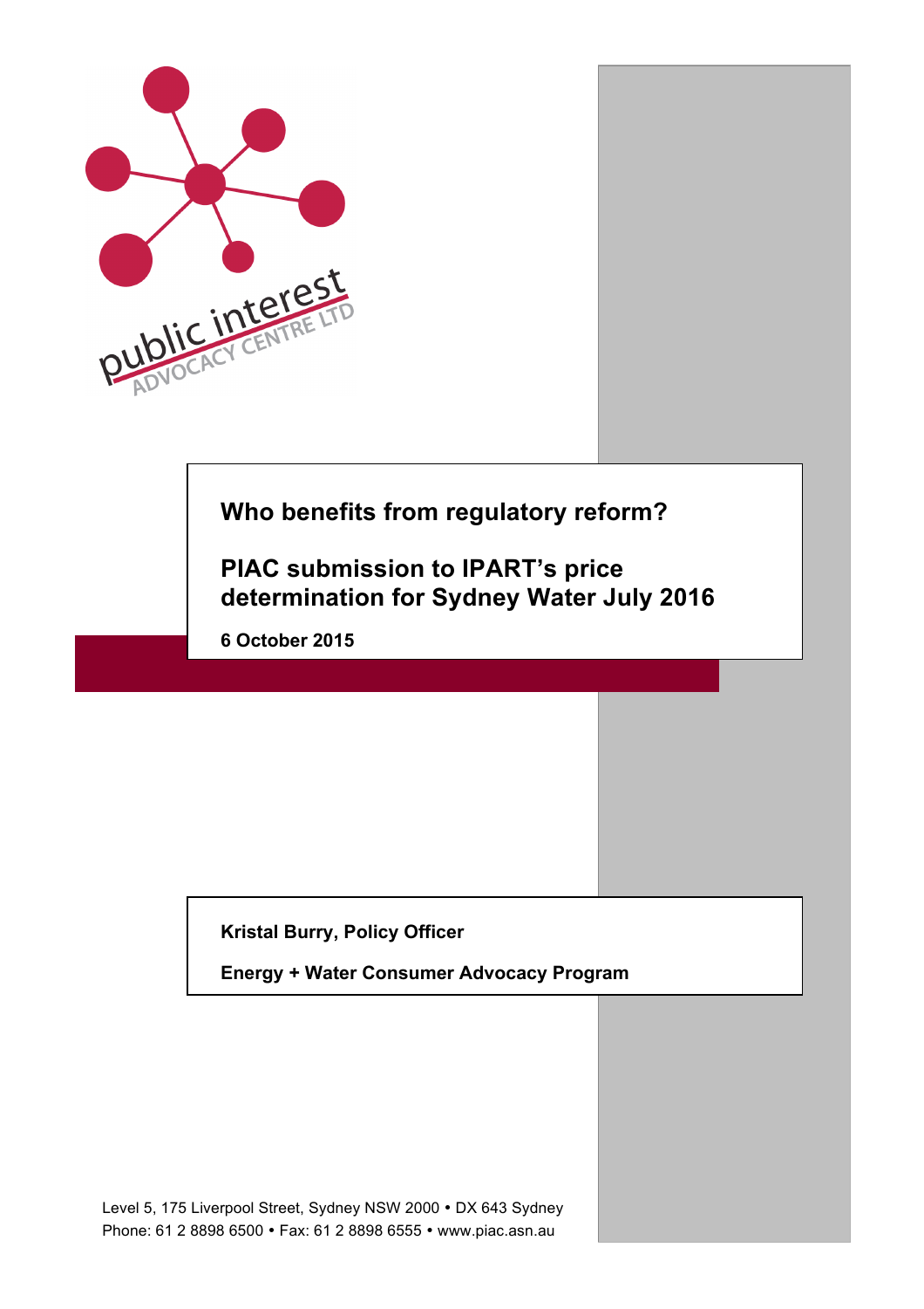public interest ADVOCACY CENTRE LTD

# Who benefits from regulatory reform?

# PIAC submission to IPART's price determination for Sydney Water July 2016

**6 October 2015**

**Kristal Burry, Policy Officer**

**Energy + Water Consumer Advocacy Program**

Level 5, 175 Liverpool Street, Sydney NSW 2000 • DX 643 Sydney
Phone: 61 2 8898 6500 • Fax: 61 2 8898 6555 • www.piac.asn.au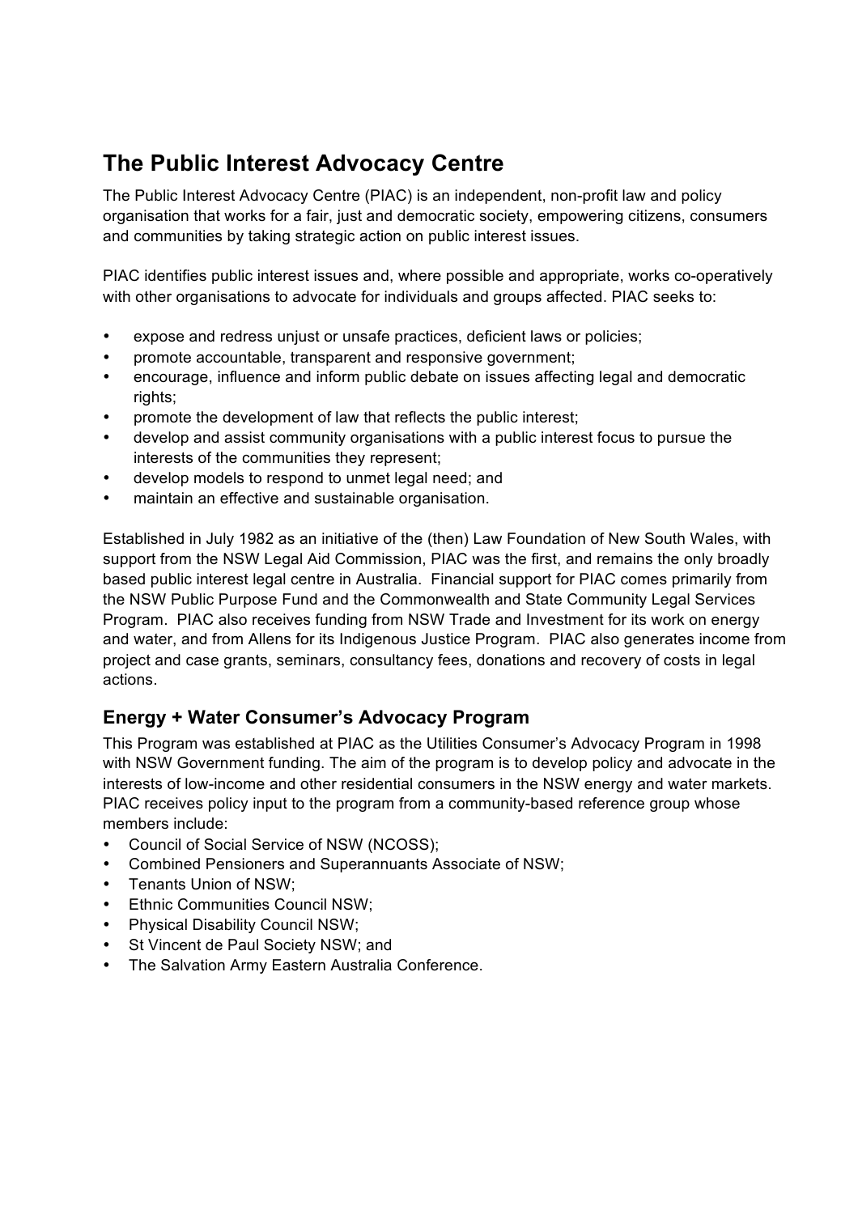# The Public Interest Advocacy Centre

The Public Interest Advocacy Centre (PIAC) is an independent, non-profit law and policy organisation that works for a fair, just and democratic society, empowering citizens, consumers and communities by taking strategic action on public interest issues.

PIAC identifies public interest issues and, where possible and appropriate, works co-operatively with other organisations to advocate for individuals and groups affected. PIAC seeks to:

- expose and redress unjust or unsafe practices, deficient laws or policies;
- promote accountable, transparent and responsive government;
- encourage, influence and inform public debate on issues affecting legal and democratic rights;
- promote the development of law that reflects the public interest;
- develop and assist community organisations with a public interest focus to pursue the interests of the communities they represent;
- develop models to respond to unmet legal need; and
- maintain an effective and sustainable organisation.

Established in July 1982 as an initiative of the (then) Law Foundation of New South Wales, with support from the NSW Legal Aid Commission, PIAC was the first, and remains the only broadly based public interest legal centre in Australia. Financial support for PIAC comes primarily from the NSW Public Purpose Fund and the Commonwealth and State Community Legal Services Program. PIAC also receives funding from NSW Trade and Investment for its work on energy and water, and from Allens for its Indigenous Justice Program. PIAC also generates income from project and case grants, seminars, consultancy fees, donations and recovery of costs in legal actions.

## Energy + Water Consumer's Advocacy Program

This Program was established at PIAC as the Utilities Consumer's Advocacy Program in 1998 with NSW Government funding. The aim of the program is to develop policy and advocate in the interests of low-income and other residential consumers in the NSW energy and water markets. PIAC receives policy input to the program from a community-based reference group whose members include:

- Council of Social Service of NSW (NCOSS);
- Combined Pensioners and Superannuants Association of NSW;
- Tenants Union of NSW;
- Ethnic Communities Council NSW;
- Physical Disability Council NSW;
- St Vincent de Paul Society NSW; and
- The Salvation Army Eastern Australia Conference.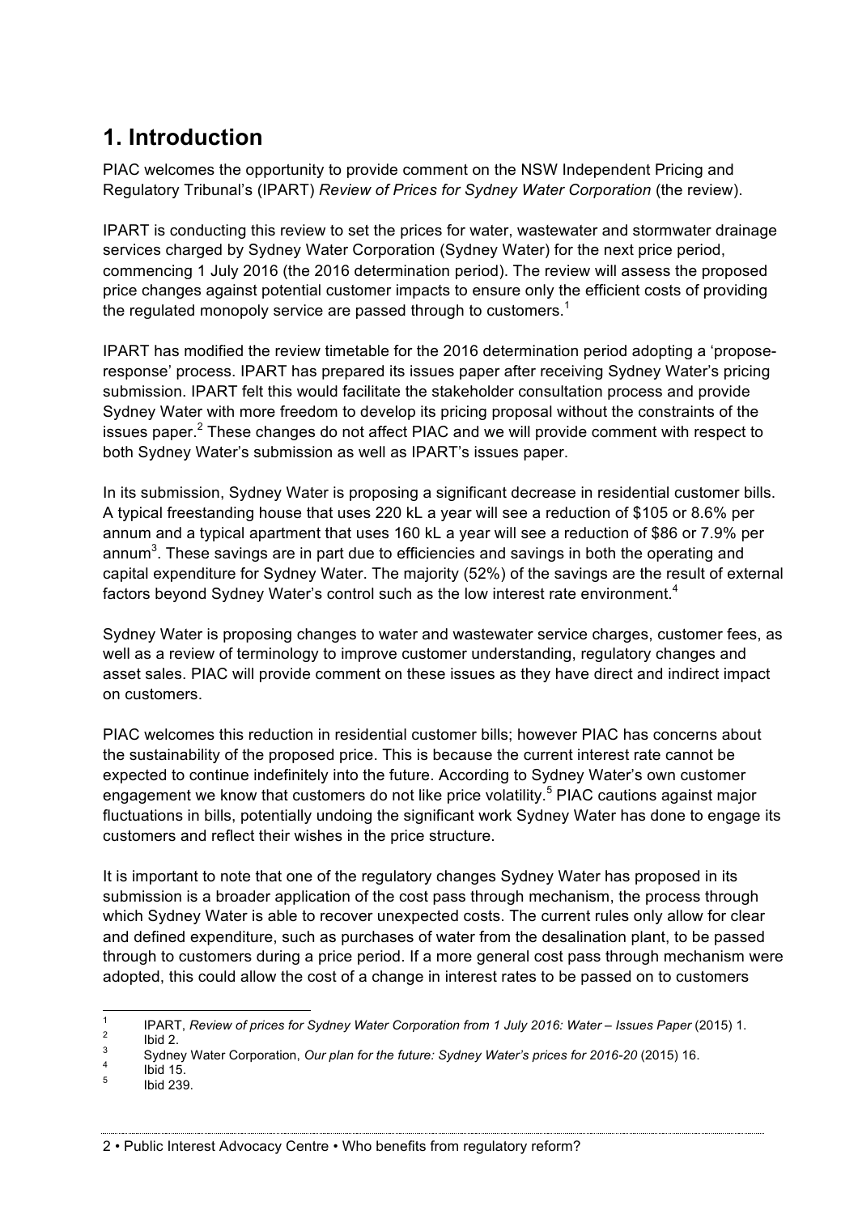# 1. Introduction

PIAC welcomes the opportunity to provide comment on the NSW Independent Pricing and Regulatory Tribunal's (IPART) *Review of Prices for Sydney Water Corporation* (the review).

IPART is conducting this review to set the prices for water, wastewater and stormwater drainage services charged by Sydney Water Corporation (Sydney Water) for the next price period, commencing 1 July 2016 (the 2016 determination period). The review will assess the proposed price changes against potential customer impacts to ensure only the efficient costs of providing the regulated monopoly service are passed through to customers.[1]

IPART has modified the review timetable for the 2016 determination period adopting a 'propose-response' process. IPART has prepared its issues paper after receiving Sydney Water's pricing submission. IPART felt this would facilitate the stakeholder consultation process and provide Sydney Water with more freedom to develop its pricing proposal without the constraints of the issues paper.[2] These changes do not affect PIAC and we will provide comment with respect to both Sydney Water's submission as well as IPART's issues paper.

In its submission, Sydney Water is proposing a significant decrease in residential customer bills. A typical freestanding house that uses 220 kL a year will see a reduction of $105 or 8.6% per annum and a typical apartment that uses 160 kL a year will see a reduction of $86 or 7.9% per annum[3]. These savings are in part due to efficiencies and savings in both the operating and capital expenditure for Sydney Water. The majority (52%) of the savings are the result of external factors beyond Sydney Water's control such as the low interest rate environment.[4]

Sydney Water is proposing changes to water and wastewater service charges, customer fees, as well as a review of terminology to improve customer understanding, regulatory changes and asset sales. PIAC will provide comment on these issues as they have direct and indirect impact on customers.

PIAC welcomes this reduction in residential customer bills; however PIAC has concerns about the sustainability of the proposed price. This is because the current interest rate cannot be expected to continue indefinitely into the future. According to Sydney Water's own customer engagement we know that customers do not like price volatility.[5] PIAC cautions against major fluctuations in bills, potentially undoing the significant work Sydney Water has done to engage its customers and reflect their wishes in the price structure.

It is important to note that one of the regulatory changes Sydney Water has proposed in its submission is a broader application of the cost pass through mechanism, the process through which Sydney Water is able to recover unexpected costs. The current rules only allow for clear and defined expenditure, such as purchases of water from the desalination plant, to be passed through to customers during a price period. If a more general cost pass through mechanism were adopted, this could allow the cost of a change in interest rates to be passed on to customers

---

[1] IPART, *Review of prices for Sydney Water Corporation from 1 July 2016: Water – Issues Paper* (2015) 1.

[2] Ibid 2.

[3] Sydney Water Corporation, *Our plan for the future: Sydney Water's prices for 2016-20* (2015) 16.

[4] Ibid 15.

[5] Ibid 239.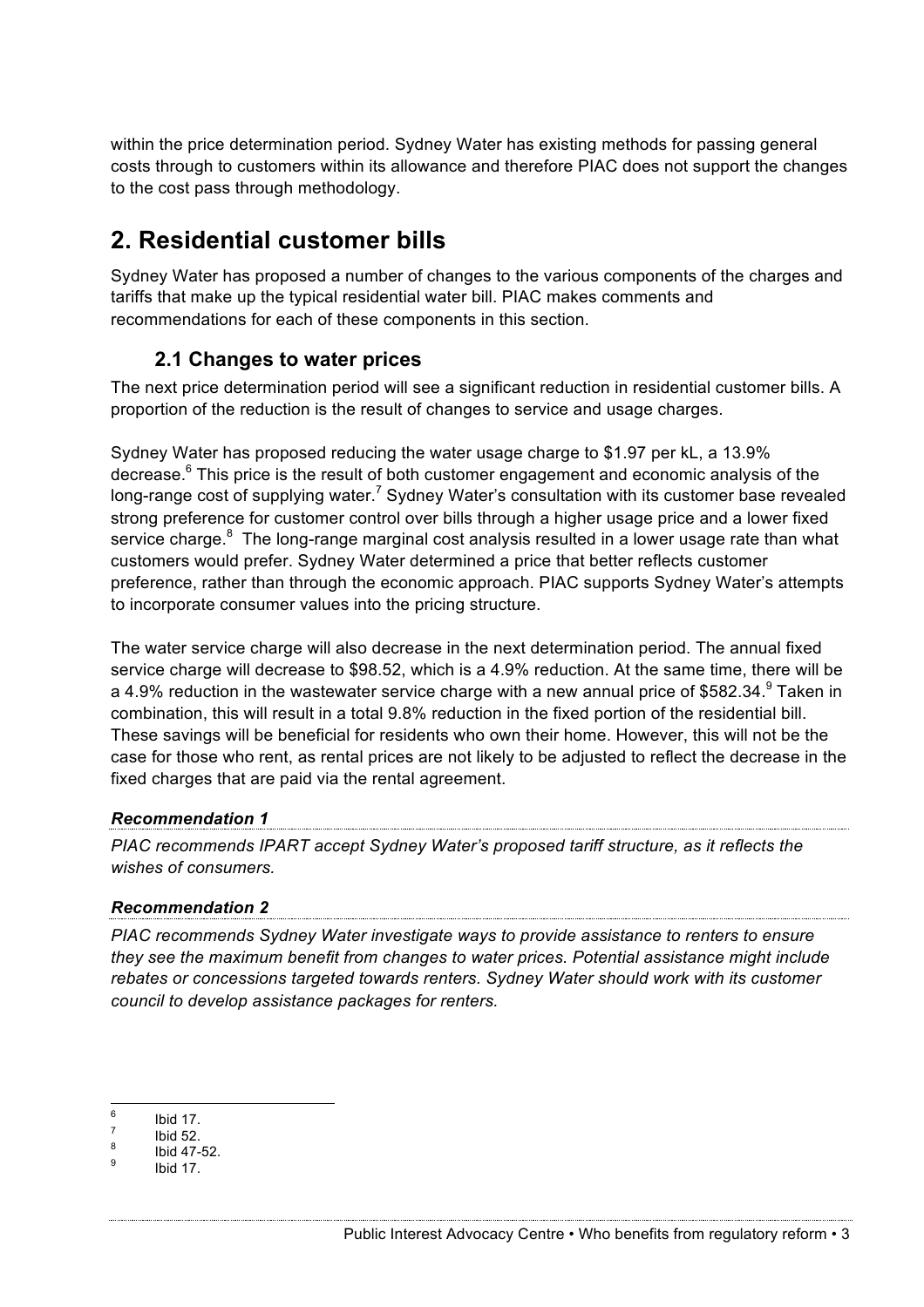within the price determination period. Sydney Water has existing methods for passing general costs through to customers within its allowance and therefore PIAC does not support the changes to the cost pass through methodology.

# 2. Residential customer bills

Sydney Water has proposed a number of changes to the various components of the charges and tariffs that make up the typical residential water bill. PIAC makes comments and recommendations for each of these components in this section.

## 2.1 Changes to water prices

The next price determination period will see a significant reduction in residential customer bills. A proportion of the reduction is the result of changes to service and usage charges.

Sydney Water has proposed reducing the water usage charge to $1.97 per kL, a 13.9% decrease.[6] This price is the result of both customer engagement and economic analysis of the long-range cost of supplying water.[7] Sydney Water's consultation with its customer base revealed strong preference for customer control over bills through a higher usage price and a lower fixed service charge.[8] The long-range marginal cost analysis resulted in a lower usage rate than what customers would prefer. Sydney Water determined a price that better reflects customer preference, rather than through the economic approach. PIAC supports Sydney Water's attempts to incorporate consumer values into the pricing structure.

The water service charge will also decrease in the next determination period. The annual fixed service charge will decrease to $98.52, which is a 4.9% reduction. At the same time, there will be a 4.9% reduction in the wastewater service charge with a new annual price of $582.34.[9] Taken in combination, this will result in a total 9.8% reduction in the fixed portion of the residential bill. These savings will be beneficial for residents who own their home. However, this will not be the case for those who rent, as rental prices are not likely to be adjusted to reflect the decrease in the fixed charges that are paid via the rental agreement.

***Recommendation 1***

*PIAC recommends IPART accept Sydney Water's proposed tariff structure, as it reflects the wishes of consumers.*

***Recommendation 2***

*PIAC recommends Sydney Water investigate ways to provide assistance to renters to ensure they see the maximum benefit from changes to water prices. Potential assistance might include rebates or concessions targeted towards renters. Sydney Water should work with its customer council to develop assistance packages for renters.*

---

[6] Ibid 17.

[7] Ibid 52.

[8] Ibid 47-52.

[9] Ibid 17.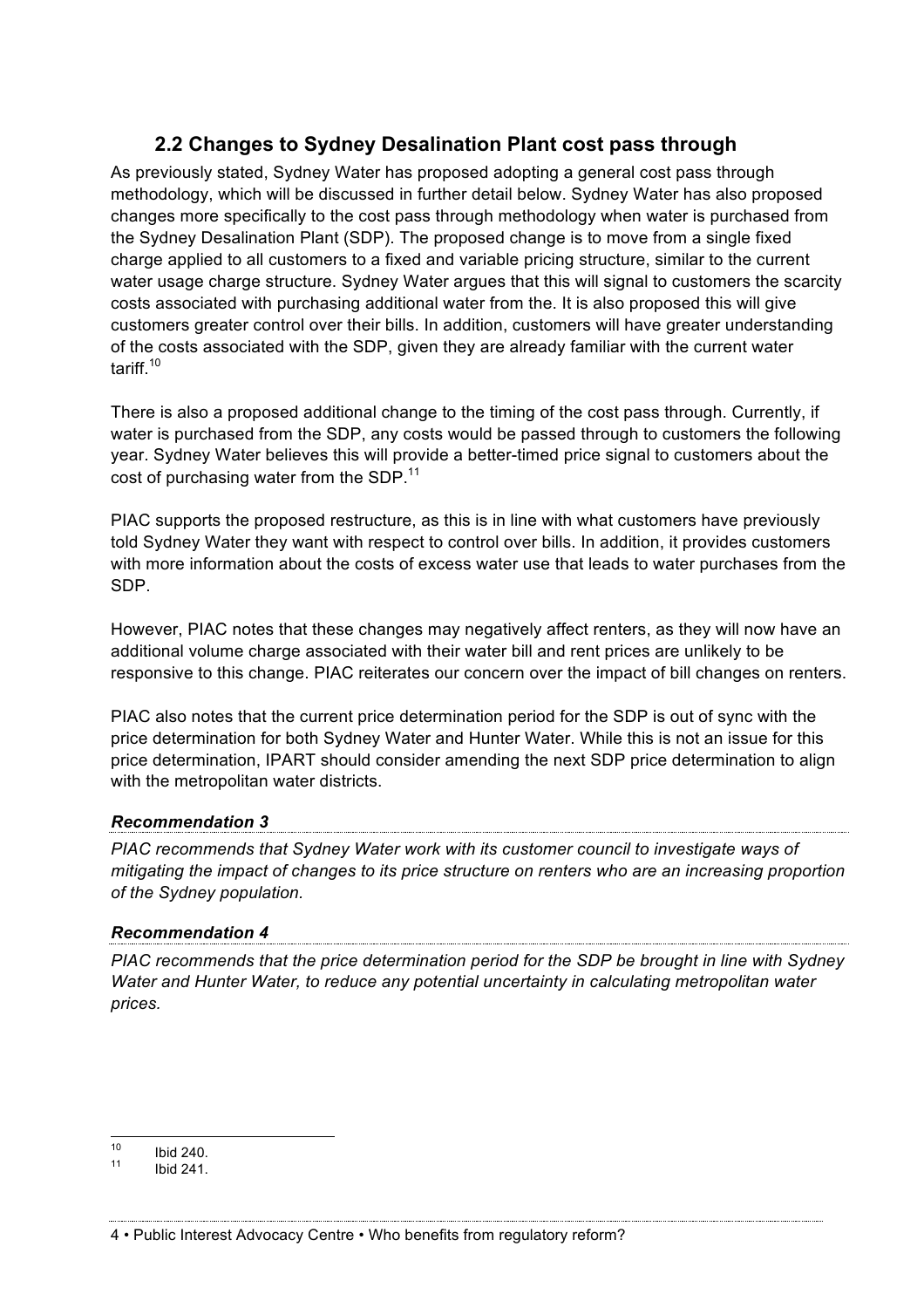## 2.2 Changes to Sydney Desalination Plant cost pass through

As previously stated, Sydney Water has proposed adopting a general cost pass through methodology, which will be discussed in further detail below. Sydney Water has also proposed changes more specifically to the cost pass through methodology when water is purchased from the Sydney Desalination Plant (SDP). The proposed change is to move from a single fixed charge applied to all customers to a fixed and variable pricing structure, similar to the current water usage charge structure. Sydney Water argues that this will signal to customers the scarcity costs associated with purchasing additional water from the. It is also proposed this will give customers greater control over their bills. In addition, customers will have greater understanding of the costs associated with the SDP, given they are already familiar with the current water tariff.[10]

There is also a proposed additional change to the timing of the cost pass through. Currently, if water is purchased from the SDP, any costs would be passed through to customers the following year. Sydney Water believes this will provide a better-timed price signal to customers about the cost of purchasing water from the SDP.[11]

PIAC supports the proposed restructure, as this is in line with what customers have previously told Sydney Water they want with respect to control over bills. In addition, it provides customers with more information about the costs of excess water use that leads to water purchases from the SDP.

However, PIAC notes that these changes may negatively affect renters, as they will now have an additional volume charge associated with their water bill and rent prices are unlikely to be responsive to this change. PIAC reiterates our concern over the impact of bill changes on renters.

PIAC also notes that the current price determination period for the SDP is out of sync with the price determination for both Sydney Water and Hunter Water. While this is not an issue for this price determination, IPART should consider amending the next SDP price determination to align with the metropolitan water districts.

***Recommendation 3***

*PIAC recommends that Sydney Water work with its customer council to investigate ways of mitigating the impact of changes to its price structure on renters who are an increasing proportion of the Sydney population.*

***Recommendation 4***

*PIAC recommends that the price determination period for the SDP be brought in line with Sydney Water and Hunter Water, to reduce any potential uncertainty in calculating metropolitan water prices.*

---

[10] Ibid 240.

[11] Ibid 241.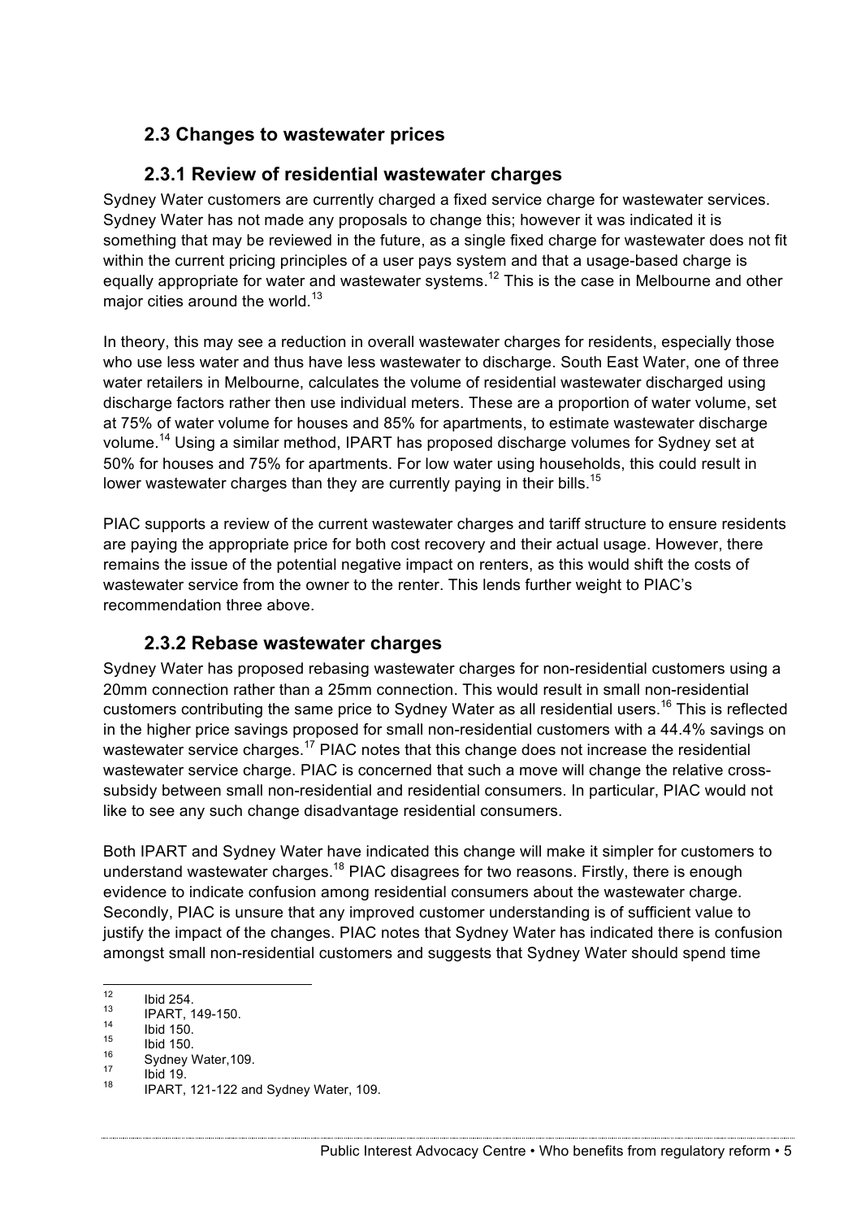## 2.3 Changes to wastewater prices

### 2.3.1 Review of residential wastewater charges

Sydney Water customers are currently charged a fixed service charge for wastewater services. Sydney Water has not made any proposals to change this; however it was indicated it is something that may be reviewed in the future, as a single fixed charge for wastewater does not fit within the current pricing principles of a user pays system and that a usage-based charge is equally appropriate for water and wastewater systems.[12] This is the case in Melbourne and other major cities around the world.[13]

In theory, this may see a reduction in overall wastewater charges for residents, especially those who use less water and thus have less wastewater to discharge. South East Water, one of three water retailers in Melbourne, calculates the volume of residential wastewater discharged using discharge factors rather then use individual meters. These are a proportion of water volume, set at 75% of water volume for houses and 85% for apartments, to estimate wastewater discharge volume.[14] Using a similar method, IPART has proposed discharge volumes for Sydney set at 50% for houses and 75% for apartments. For low water using households, this could result in lower wastewater charges than they are currently paying in their bills.[15]

PIAC supports a review of the current wastewater charges and tariff structure to ensure residents are paying the appropriate price for both cost recovery and their actual usage. However, there remains the issue of the potential negative impact on renters, as this would shift the costs of wastewater service from the owner to the renter. This lends further weight to PIAC's recommendation three above.

### 2.3.2 Rebase wastewater charges

Sydney Water has proposed rebasing wastewater charges for non-residential customers using a 20mm connection rather than a 25mm connection. This would result in small non-residential customers contributing the same price to Sydney Water as all residential users.[16] This is reflected in the higher price savings proposed for small non-residential customers with a 44.4% savings on wastewater service charges.[17] PIAC notes that this change does not increase the residential wastewater service charge. PIAC is concerned that such a move will change the relative cross-subsidy between small non-residential and residential consumers. In particular, PIAC would not like to see any such change disadvantage residential consumers.

Both IPART and Sydney Water have indicated this change will make it simpler for customers to understand wastewater charges.[18] PIAC disagrees for two reasons. Firstly, there is enough evidence to indicate confusion among residential consumers about the wastewater charge. Secondly, PIAC is unsure that any improved customer understanding is of sufficient value to justify the impact of the changes. PIAC notes that Sydney Water has indicated there is confusion amongst small non-residential customers and suggests that Sydney Water should spend time

---

[12] Ibid 254.
[13] IPART, 149-150.
[14] Ibid 150.
[15] Ibid 150.
[16] Sydney Water,109.
[17] Ibid 19.
[18] IPART, 121-122 and Sydney Water, 109.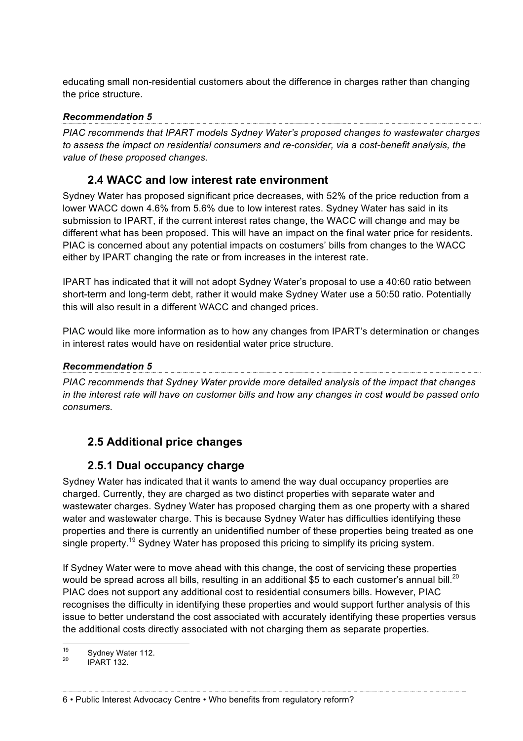educating small non-residential customers about the difference in charges rather than changing the price structure.

***Recommendation 5***

*PIAC recommends that IPART models Sydney Water's proposed changes to wastewater charges to assess the impact on residential consumers and re-consider, via a cost-benefit analysis, the value of these proposed changes.*

### 2.4 WACC and low interest rate environment

Sydney Water has proposed significant price decreases, with 52% of the price reduction from a lower WACC down 4.6% from 5.6% due to low interest rates. Sydney Water has said in its submission to IPART, if the current interest rates change, the WACC will change and may be different what has been proposed. This will have an impact on the final water price for residents. PIAC is concerned about any potential impacts on costumers' bills from changes to the WACC either by IPART changing the rate or from increases in the interest rate.

IPART has indicated that it will not adopt Sydney Water's proposal to use a 40:60 ratio between short-term and long-term debt, rather it would make Sydney Water use a 50:50 ratio. Potentially this will also result in a different WACC and changed prices.

PIAC would like more information as to how any changes from IPART's determination or changes in interest rates would have on residential water price structure.

***Recommendation 5***

*PIAC recommends that Sydney Water provide more detailed analysis of the impact that changes in the interest rate will have on customer bills and how any changes in cost would be passed onto consumers.*

### 2.5 Additional price changes

#### 2.5.1 Dual occupancy charge

Sydney Water has indicated that it wants to amend the way dual occupancy properties are charged. Currently, they are charged as two distinct properties with separate water and wastewater charges. Sydney Water has proposed charging them as one property with a shared water and wastewater charge. This is because Sydney Water has difficulties identifying these properties and there is currently an unidentified number of these properties being treated as one single property.[19] Sydney Water has proposed this pricing to simplify its pricing system.

If Sydney Water were to move ahead with this change, the cost of servicing these properties would be spread across all bills, resulting in an additional $5 to each customer's annual bill.[20] PIAC does not support any additional cost to residential consumers bills. However, PIAC recognises the difficulty in identifying these properties and would support further analysis of this issue to better understand the cost associated with accurately identifying these properties versus the additional costs directly associated with not charging them as separate properties.

[19] Sydney Water 112.

[20] IPART 132.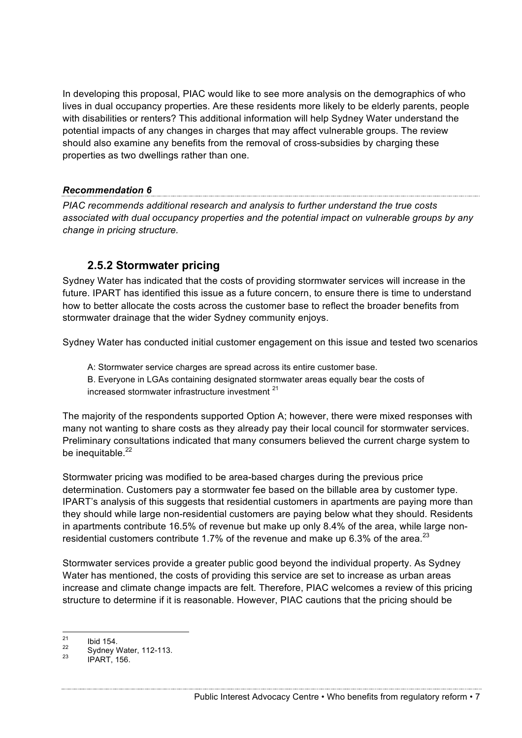In developing this proposal, PIAC would like to see more analysis on the demographics of who lives in dual occupancy properties. Are these residents more likely to be elderly parents, people with disabilities or renters? This additional information will help Sydney Water understand the potential impacts of any changes in charges that may affect vulnerable groups. The review should also examine any benefits from the removal of cross-subsidies by charging these properties as two dwellings rather than one.

***Recommendation 6***

*PIAC recommends additional research and analysis to further understand the true costs associated with dual occupancy properties and the potential impact on vulnerable groups by any change in pricing structure.*

### 2.5.2 Stormwater pricing

Sydney Water has indicated that the costs of providing stormwater services will increase in the future. IPART has identified this issue as a future concern, to ensure there is time to understand how to better allocate the costs across the customer base to reflect the broader benefits from stormwater drainage that the wider Sydney community enjoys.

Sydney Water has conducted initial customer engagement on this issue and tested two scenarios

A: Stormwater service charges are spread across its entire customer base.

B. Everyone in LGAs containing designated stormwater areas equally bear the costs of increased stormwater infrastructure investment [21]

The majority of the respondents supported Option A; however, there were mixed responses with many not wanting to share costs as they already pay their local council for stormwater services. Preliminary consultations indicated that many consumers believed the current charge system to be inequitable.[22]

Stormwater pricing was modified to be area-based charges during the previous price determination. Customers pay a stormwater fee based on the billable area by customer type. IPART's analysis of this suggests that residential customers in apartments are paying more than they should while large non-residential customers are paying below what they should. Residents in apartments contribute 16.5% of revenue but make up only 8.4% of the area, while large non-residential customers contribute 1.7% of the revenue and make up 6.3% of the area.[23]

Stormwater services provide a greater public good beyond the individual property. As Sydney Water has mentioned, the costs of providing this service are set to increase as urban areas increase and climate change impacts are felt. Therefore, PIAC welcomes a review of this pricing structure to determine if it is reasonable. However, PIAC cautions that the pricing should be

---

[21] Ibid 154.

[22] Sydney Water, 112-113.

[23] IPART, 156.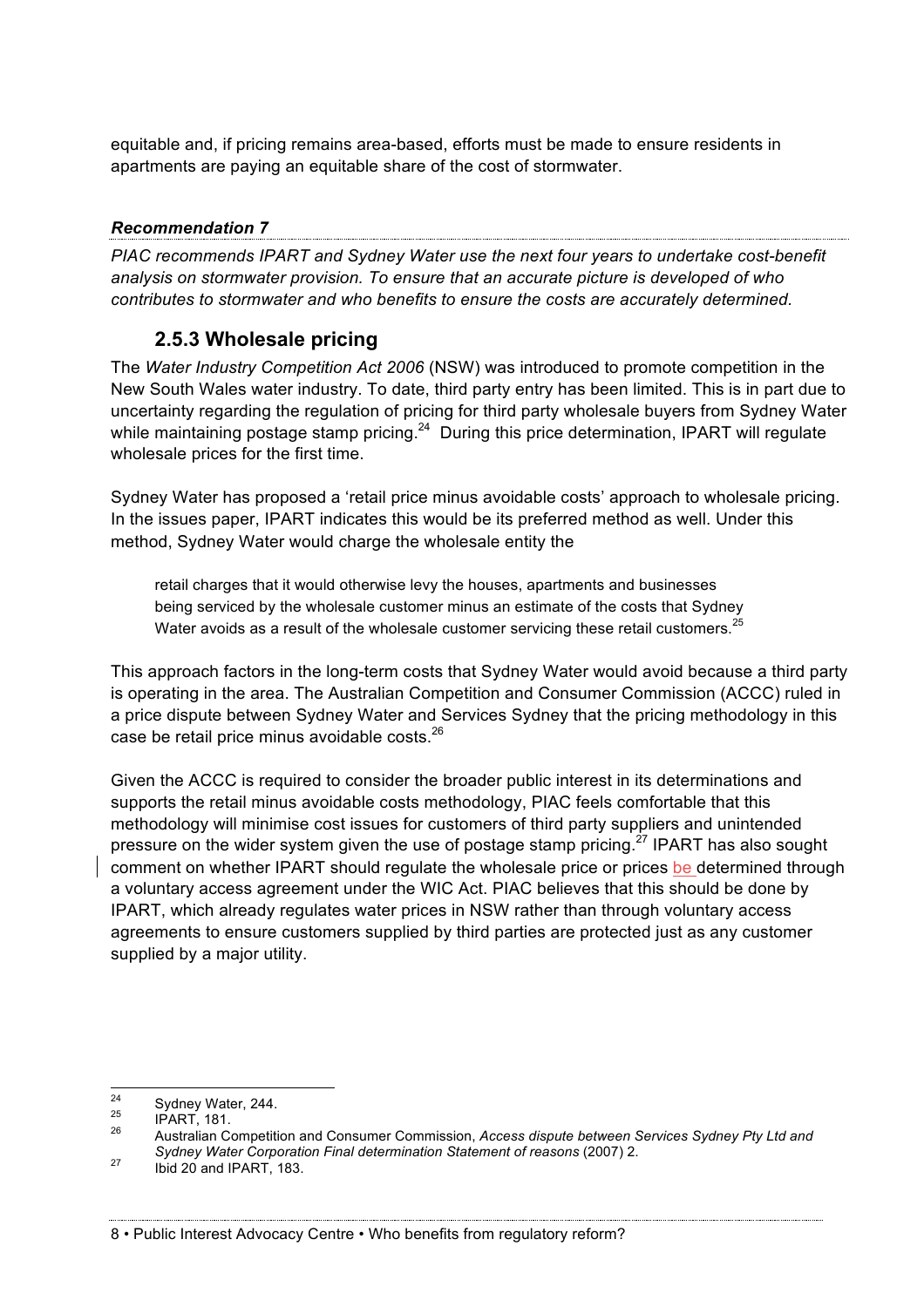equitable and, if pricing remains area-based, efforts must be made to ensure residents in apartments are paying an equitable share of the cost of stormwater.

***Recommendation 7***

*PIAC recommends IPART and Sydney Water use the next four years to undertake cost-benefit analysis on stormwater provision. To ensure that an accurate picture is developed of who contributes to stormwater and who benefits to ensure the costs are accurately determined.*

### 2.5.3 Wholesale pricing

The *Water Industry Competition Act 2006* (NSW) was introduced to promote competition in the New South Wales water industry. To date, third party entry has been limited. This is in part due to uncertainty regarding the regulation of pricing for third party wholesale buyers from Sydney Water while maintaining postage stamp pricing.[24] During this price determination, IPART will regulate wholesale prices for the first time.

Sydney Water has proposed a 'retail price minus avoidable costs' approach to wholesale pricing. In the issues paper, IPART indicates this would be its preferred method as well. Under this method, Sydney Water would charge the wholesale entity the

> retail charges that it would otherwise levy the houses, apartments and businesses being serviced by the wholesale customer minus an estimate of the costs that Sydney Water avoids as a result of the wholesale customer servicing these retail customers.[25]

This approach factors in the long-term costs that Sydney Water would avoid because a third party is operating in the area. The Australian Competition and Consumer Commission (ACCC) ruled in a price dispute between Sydney Water and Services Sydney that the pricing methodology in this case be retail price minus avoidable costs.[26]

Given the ACCC is required to consider the broader public interest in its determinations and supports the retail minus avoidable costs methodology, PIAC feels comfortable that this methodology will minimise cost issues for customers of third party suppliers and unintended pressure on the wider system given the use of postage stamp pricing.[27] IPART has also sought comment on whether IPART should regulate the wholesale price or prices be determined through a voluntary access agreement under the WIC Act. PIAC believes that this should be done by IPART, which already regulates water prices in NSW rather than through voluntary access agreements to ensure customers supplied by third parties are protected just as any customer supplied by a major utility.

---

[24] Sydney Water, 244.

[25] IPART, 181.

[26] Australian Competition and Consumer Commission, *Access dispute between Services Sydney Pty Ltd and Sydney Water Corporation Final determination Statement of reasons* (2007) 2.

[27] Ibid 20 and IPART, 183.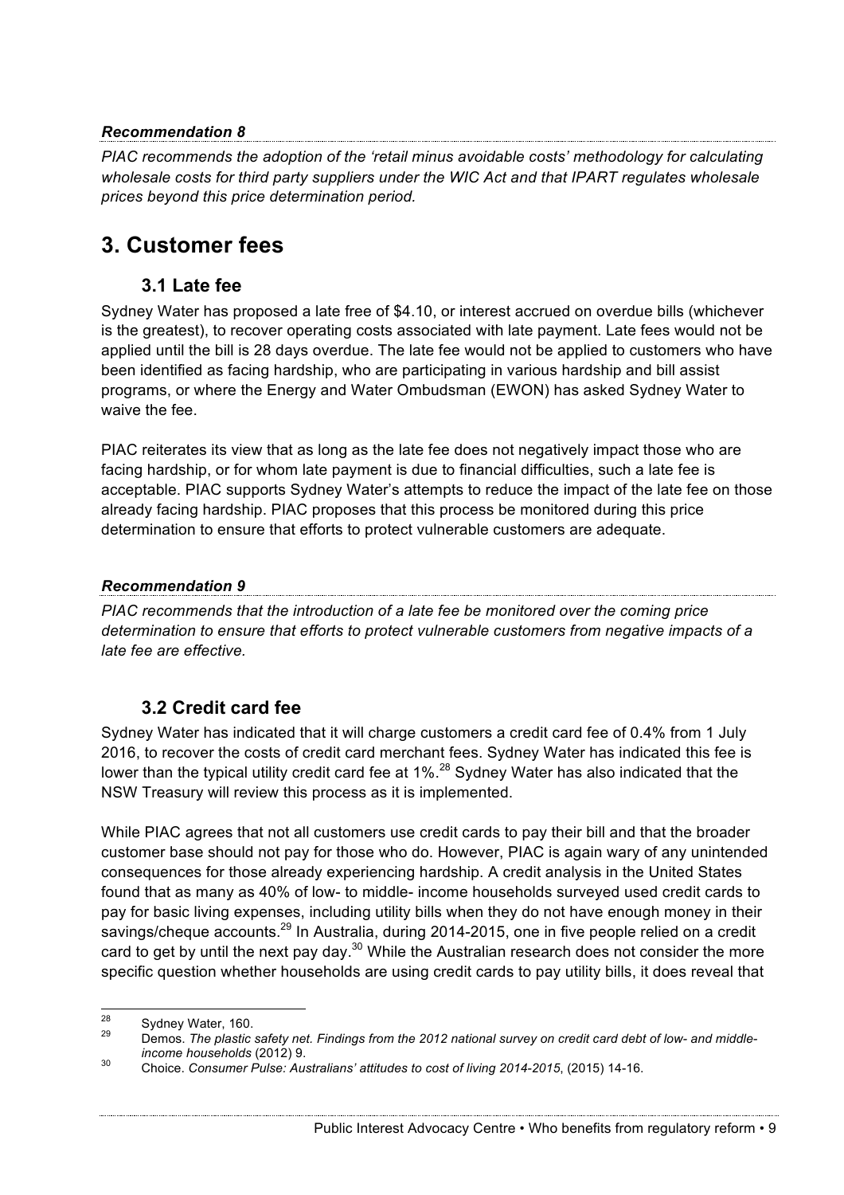***Recommendation 8***

*PIAC recommends the adoption of the 'retail minus avoidable costs' methodology for calculating wholesale costs for third party suppliers under the WIC Act and that IPART regulates wholesale prices beyond this price determination period.*

# 3. Customer fees

## 3.1 Late fee

Sydney Water has proposed a late free of $4.10, or interest accrued on overdue bills (whichever is the greatest), to recover operating costs associated with late payment. Late fees would not be applied until the bill is 28 days overdue. The late fee would not be applied to customers who have been identified as facing hardship, who are participating in various hardship and bill assist programs, or where the Energy and Water Ombudsman (EWON) has asked Sydney Water to waive the fee.

PIAC reiterates its view that as long as the late fee does not negatively impact those who are facing hardship, or for whom late payment is due to financial difficulties, such a late fee is acceptable. PIAC supports Sydney Water's attempts to reduce the impact of the late fee on those already facing hardship. PIAC proposes that this process be monitored during this price determination to ensure that efforts to protect vulnerable customers are adequate.

***Recommendation 9***

*PIAC recommends that the introduction of a late fee be monitored over the coming price determination to ensure that efforts to protect vulnerable customers from negative impacts of a late fee are effective.*

## 3.2 Credit card fee

Sydney Water has indicated that it will charge customers a credit card fee of 0.4% from 1 July 2016, to recover the costs of credit card merchant fees. Sydney Water has indicated this fee is lower than the typical utility credit card fee at 1%.[28] Sydney Water has also indicated that the NSW Treasury will review this process as it is implemented.

While PIAC agrees that not all customers use credit cards to pay their bill and that the broader customer base should not pay for those who do. However, PIAC is again wary of any unintended consequences for those already experiencing hardship. A credit analysis in the United States found that as many as 40% of low- to middle- income households surveyed used credit cards to pay for basic living expenses, including utility bills when they do not have enough money in their savings/cheque accounts.[29] In Australia, during 2014-2015, one in five people relied on a credit card to get by until the next pay day.[30] While the Australian research does not consider the more specific question whether households are using credit cards to pay utility bills, it does reveal that

---

[28] Sydney Water, 160.

[29] Demos. *The plastic safety net. Findings from the 2012 national survey on credit card debt of low- and middle-income households* (2012) 9.

[30] Choice. *Consumer Pulse: Australians' attitudes to cost of living 2014-2015*, (2015) 14-16.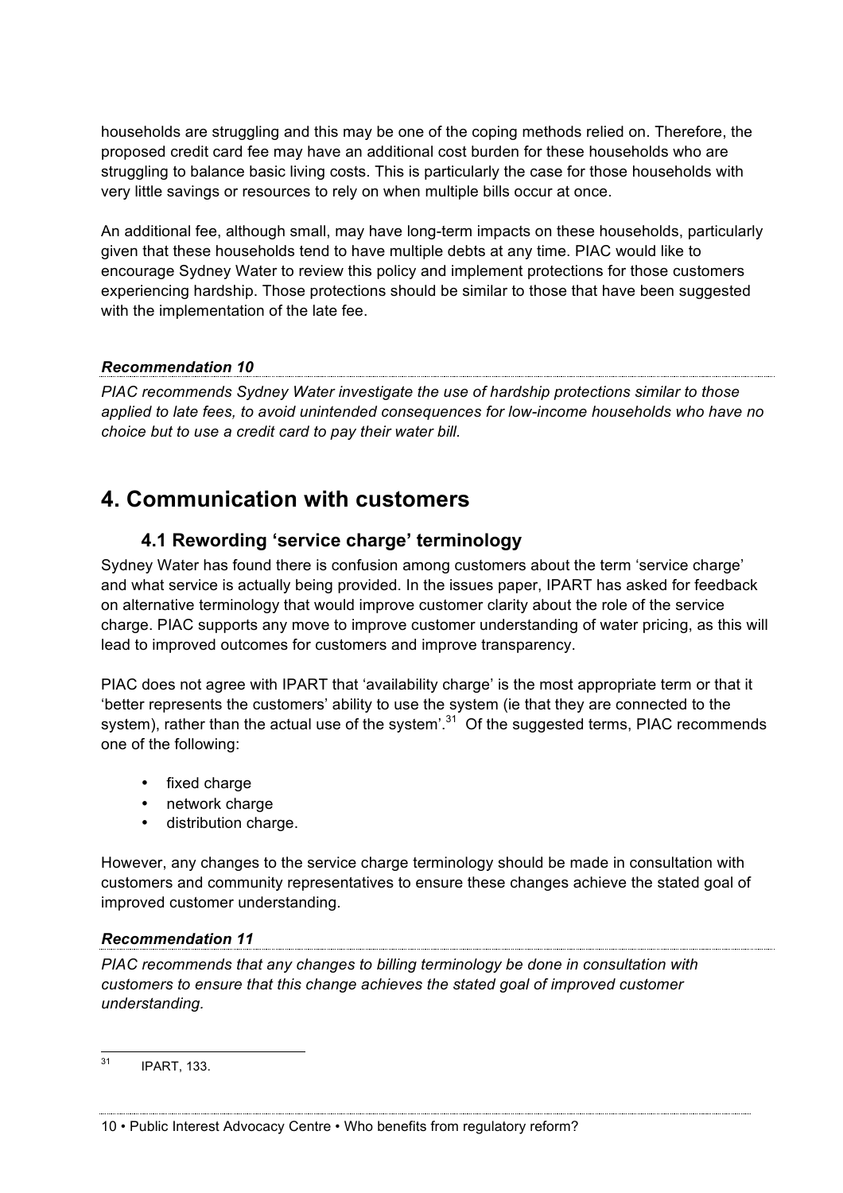households are struggling and this may be one of the coping methods relied on. Therefore, the proposed credit card fee may have an additional cost burden for these households who are struggling to balance basic living costs. This is particularly the case for those households with very little savings or resources to rely on when multiple bills occur at once.

An additional fee, although small, may have long-term impacts on these households, particularly given that these households tend to have multiple debts at any time. PIAC would like to encourage Sydney Water to review this policy and implement protections for those customers experiencing hardship. Those protections should be similar to those that have been suggested with the implementation of the late fee.

***Recommendation 10***

*PIAC recommends Sydney Water investigate the use of hardship protections similar to those applied to late fees, to avoid unintended consequences for low-income households who have no choice but to use a credit card to pay their water bill.*

# 4. Communication with customers

## 4.1 Rewording 'service charge' terminology

Sydney Water has found there is confusion among customers about the term 'service charge' and what service is actually being provided. In the issues paper, IPART has asked for feedback on alternative terminology that would improve customer clarity about the role of the service charge. PIAC supports any move to improve customer understanding of water pricing, as this will lead to improved outcomes for customers and improve transparency.

PIAC does not agree with IPART that 'availability charge' is the most appropriate term or that it 'better represents the customers' ability to use the system (ie that they are connected to the system), rather than the actual use of the system'.[31] Of the suggested terms, PIAC recommends one of the following:

- fixed charge
- network charge
- distribution charge.

However, any changes to the service charge terminology should be made in consultation with customers and community representatives to ensure these changes achieve the stated goal of improved customer understanding.

***Recommendation 11***

*PIAC recommends that any changes to billing terminology be done in consultation with customers to ensure that this change achieves the stated goal of improved customer understanding.*

[31] IPART, 133.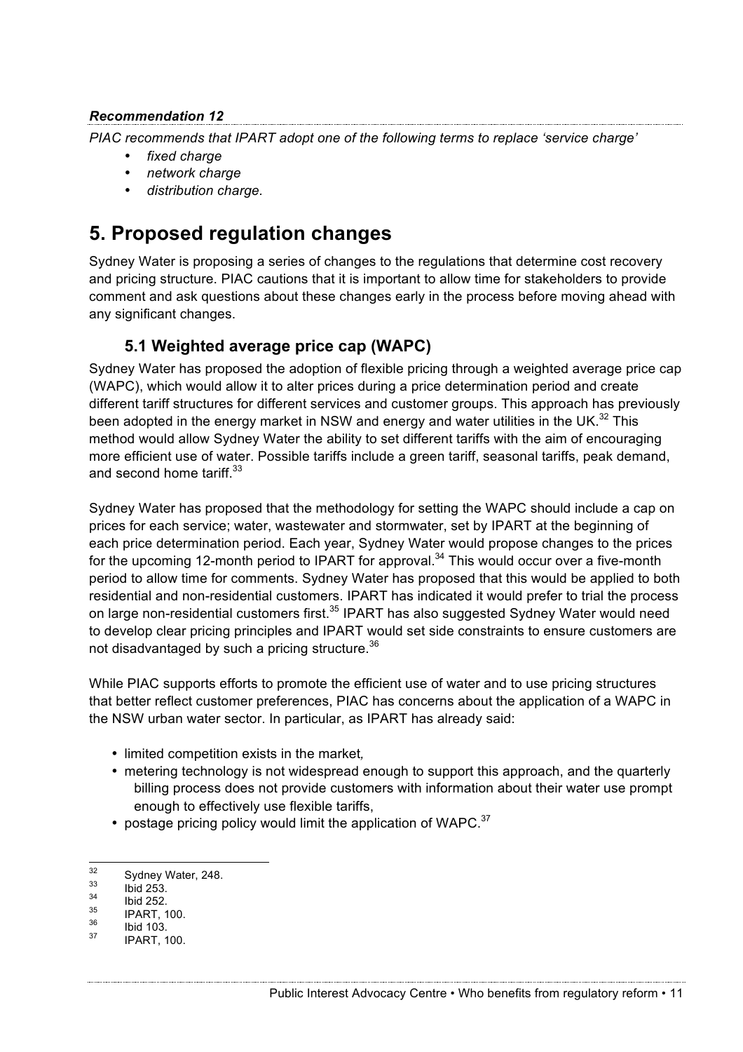*Recommendation 12*

*PIAC recommends that IPART adopt one of the following terms to replace 'service charge'*

- *fixed charge*
- *network charge*
- *distribution charge.*

# 5. Proposed regulation changes

Sydney Water is proposing a series of changes to the regulations that determine cost recovery and pricing structure. PIAC cautions that it is important to allow time for stakeholders to provide comment and ask questions about these changes early in the process before moving ahead with any significant changes.

## 5.1 Weighted average price cap (WAPC)

Sydney Water has proposed the adoption of flexible pricing through a weighted average price cap (WAPC), which would allow it to alter prices during a price determination period and create different tariff structures for different services and customer groups. This approach has previously been adopted in the energy market in NSW and energy and water utilities in the UK.[32] This method would allow Sydney Water the ability to set different tariffs with the aim of encouraging more efficient use of water. Possible tariffs include a green tariff, seasonal tariffs, peak demand, and second home tariff.[33]

Sydney Water has proposed that the methodology for setting the WAPC should include a cap on prices for each service; water, wastewater and stormwater, set by IPART at the beginning of each price determination period. Each year, Sydney Water would propose changes to the prices for the upcoming 12-month period to IPART for approval.[34] This would occur over a five-month period to allow time for comments. Sydney Water has proposed that this would be applied to both residential and non-residential customers. IPART has indicated it would prefer to trial the process on large non-residential customers first.[35] IPART has also suggested Sydney Water would need to develop clear pricing principles and IPART would set side constraints to ensure customers are not disadvantaged by such a pricing structure.[36]

While PIAC supports efforts to promote the efficient use of water and to use pricing structures that better reflect customer preferences, PIAC has concerns about the application of a WAPC in the NSW urban water sector. In particular, as IPART has already said:

- limited competition exists in the market*,*
- metering technology is not widespread enough to support this approach, and the quarterly billing process does not provide customers with information about their water use prompt enough to effectively use flexible tariffs,
- postage pricing policy would limit the application of WAPC.[37]

---

[32] Sydney Water, 248.
[33] Ibid 253.
[34] Ibid 252.
[35] IPART, 100.
[36] Ibid 103.
[37] IPART, 100.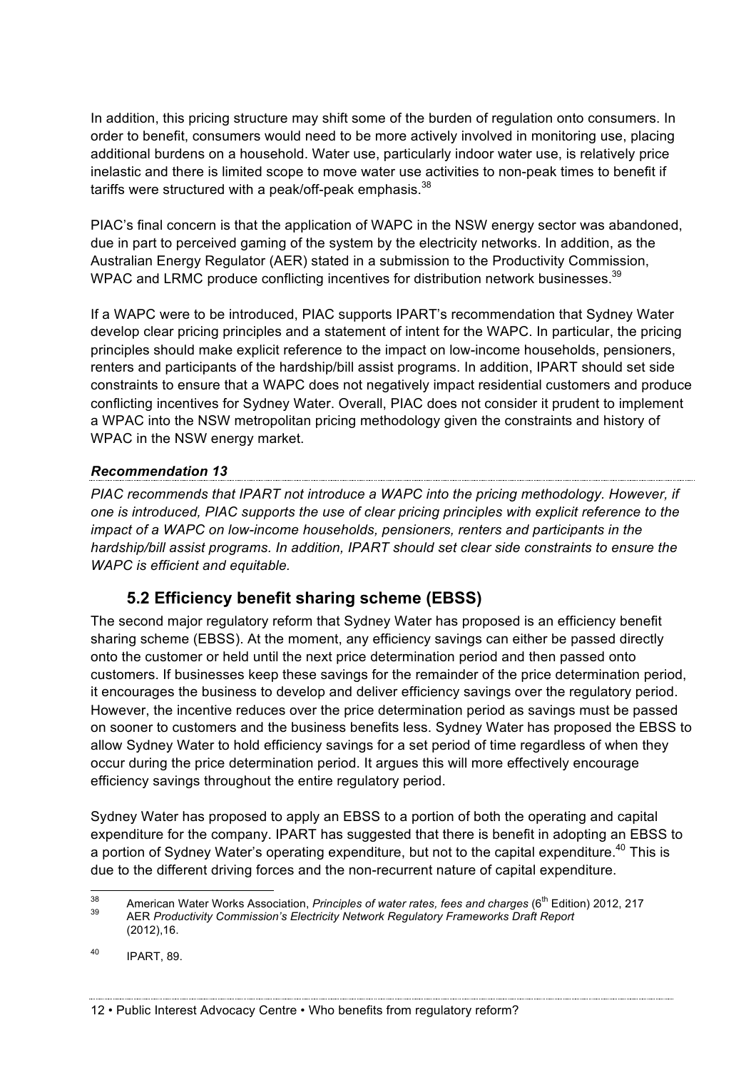In addition, this pricing structure may shift some of the burden of regulation onto consumers. In order to benefit, consumers would need to be more actively involved in monitoring use, placing additional burdens on a household. Water use, particularly indoor water use, is relatively price inelastic and there is limited scope to move water use activities to non-peak times to benefit if tariffs were structured with a peak/off-peak emphasis.[38]

PIAC's final concern is that the application of WAPC in the NSW energy sector was abandoned, due in part to perceived gaming of the system by the electricity networks. In addition, as the Australian Energy Regulator (AER) stated in a submission to the Productivity Commission, WPAC and LRMC produce conflicting incentives for distribution network businesses.[39]

If a WAPC were to be introduced, PIAC supports IPART's recommendation that Sydney Water develop clear pricing principles and a statement of intent for the WAPC. In particular, the pricing principles should make explicit reference to the impact on low-income households, pensioners, renters and participants of the hardship/bill assist programs. In addition, IPART should set side constraints to ensure that a WAPC does not negatively impact residential customers and produce conflicting incentives for Sydney Water. Overall, PIAC does not consider it prudent to implement a WPAC into the NSW metropolitan pricing methodology given the constraints and history of WPAC in the NSW energy market.

***Recommendation 13***

*PIAC recommends that IPART not introduce a WAPC into the pricing methodology. However, if one is introduced, PIAC supports the use of clear pricing principles with explicit reference to the impact of a WAPC on low-income households, pensioners, renters and participants in the hardship/bill assist programs. In addition, IPART should set clear side constraints to ensure the WAPC is efficient and equitable.*

## 5.2 Efficiency benefit sharing scheme (EBSS)

The second major regulatory reform that Sydney Water has proposed is an efficiency benefit sharing scheme (EBSS). At the moment, any efficiency savings can either be passed directly onto the customer or held until the next price determination period and then passed onto customers. If businesses keep these savings for the remainder of the price determination period, it encourages the business to develop and deliver efficiency savings over the regulatory period. However, the incentive reduces over the price determination period as savings must be passed on sooner to customers and the business benefits less. Sydney Water has proposed the EBSS to allow Sydney Water to hold efficiency savings for a set period of time regardless of when they occur during the price determination period. It argues this will more effectively encourage efficiency savings throughout the entire regulatory period.

Sydney Water has proposed to apply an EBSS to a portion of both the operating and capital expenditure for the company. IPART has suggested that there is benefit in adopting an EBSS to a portion of Sydney Water's operating expenditure, but not to the capital expenditure.[40] This is due to the different driving forces and the non-recurrent nature of capital expenditure.

---

[38] American Water Works Association, *Principles of water rates, fees and charges* (6th Edition) 2012, 217

[39] AER *Productivity Commission's Electricity Network Regulatory Frameworks Draft Report* (2012),16.

[40] IPART, 89.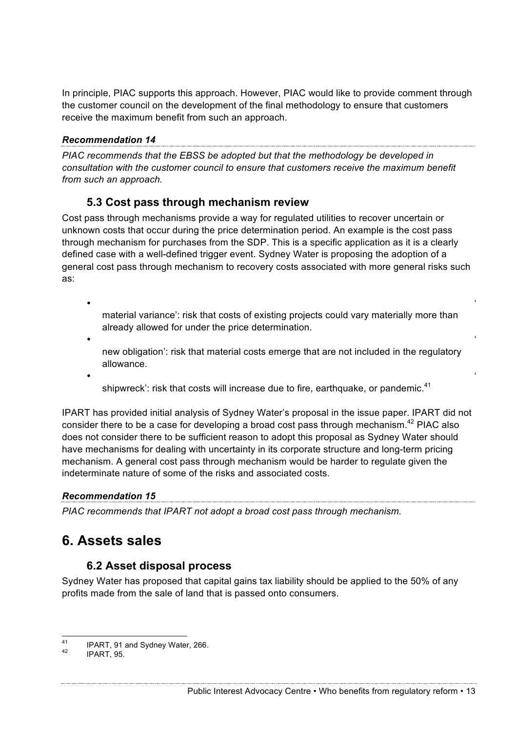In principle, PIAC supports this approach. However, PIAC would like to provide comment through the customer council on the development of the final methodology to ensure that customers receive the maximum benefit from such an approach.

***Recommendation 14***

*PIAC recommends that the EBSS be adopted but that the methodology be developed in consultation with the customer council to ensure that customers receive the maximum benefit from such an approach.*

### 5.3 Cost pass through mechanism review

Cost pass through mechanisms provide a way for regulated utilities to recover uncertain or unknown costs that occur during the price determination period. An example is the cost pass through mechanism for purchases from the SDP. This is a specific application as it is a clearly defined case with a well-defined trigger event. Sydney Water is proposing the adoption of a general cost pass through mechanism to recovery costs associated with more general risks such as:

- ‘material variance’: risk that costs of existing projects could vary materially more than already allowed for under the price determination.
- ‘new obligation’: risk that material costs emerge that are not included in the regulatory allowance.
- ‘shipwreck’: risk that costs will increase due to fire, earthquake, or pandemic.[41]

IPART has provided initial analysis of Sydney Water’s proposal in the issue paper. IPART did not consider there to be a case for developing a broad cost pass through mechanism.[42] PIAC also does not consider there to be sufficient reason to adopt this proposal as Sydney Water should have mechanisms for dealing with uncertainty in its corporate structure and long-term pricing mechanism. A general cost pass through mechanism would be harder to regulate given the indeterminate nature of some of the risks and associated costs.

***Recommendation 15***

*PIAC recommends that IPART not adopt a broad cost pass through mechanism.*

## 6. Assets sales

### 6.2 Asset disposal process

Sydney Water has proposed that capital gains tax liability should be applied to the 50% of any profits made from the sale of land that is passed onto consumers.

---

[41] IPART, 91 and Sydney Water, 266.

[42] IPART, 95.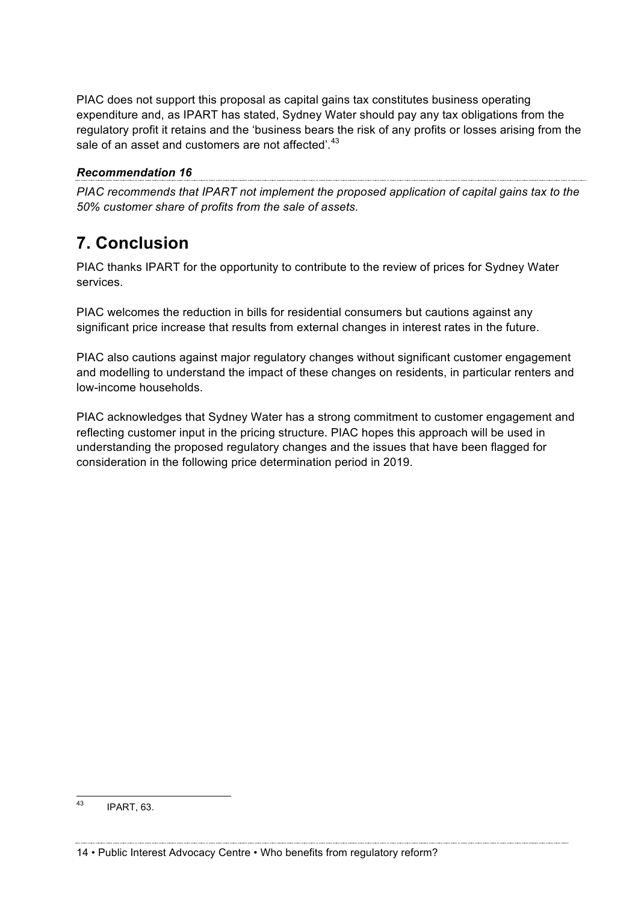PIAC does not support this proposal as capital gains tax constitutes business operating expenditure and, as IPART has stated, Sydney Water should pay any tax obligations from the regulatory profit it retains and the 'business bears the risk of any profits or losses arising from the sale of an asset and customers are not affected'.[43]

***Recommendation 16***

*PIAC recommends that IPART not implement the proposed application of capital gains tax to the 50% customer share of profits from the sale of assets.*

# 7. Conclusion

PIAC thanks IPART for the opportunity to contribute to the review of prices for Sydney Water services.

PIAC welcomes the reduction in bills for residential consumers but cautions against any significant price increase that results from external changes in interest rates in the future.

PIAC also cautions against major regulatory changes without significant customer engagement and modelling to understand the impact of these changes on residents, in particular renters and low-income households.

PIAC acknowledges that Sydney Water has a strong commitment to customer engagement and reflecting customer input in the pricing structure. PIAC hopes this approach will be used in understanding the proposed regulatory changes and the issues that have been flagged for consideration in the following price determination period in 2019.

[43] IPART, 63.